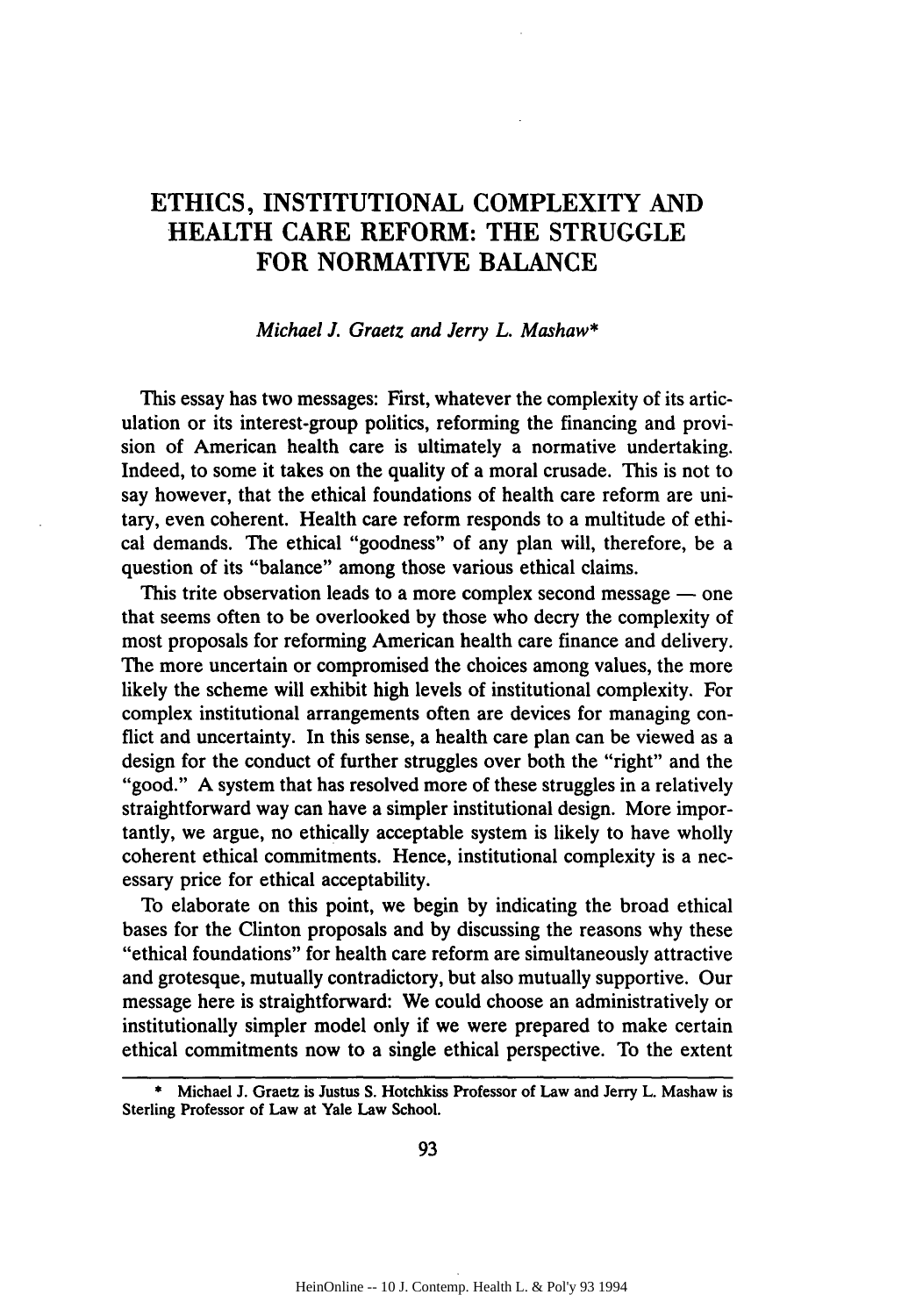# ETHICS, INSTITUTIONAL COMPLEXITY AND HEALTH CARE REFORM: THE STRUGGLE FOR NORMATIVE BALANCE

*Michael J. Graetz and Jerry L. Mashaw**

This essay has two messages: First, whatever the complexity of its articulation or its interest-group politics, reforming the financing and provision of American health care is ultimately a normative undertaking. Indeed, to some it takes on the quality of a moral crusade. This is not to say however, that the ethical foundations of health care reform are unitary, even coherent. Health care reform responds to a multitude of ethical demands. The ethical "goodness" of any plan will, therefore, be a question of its "balance" among those various ethical claims.

This trite observation leads to a more complex second message — one that seems often to be overlooked by those who decry the complexity of most proposals for reforming American health care finance and delivery. The more uncertain or compromised the choices among values, the more likely the scheme will exhibit high levels of institutional complexity. For complex institutional arrangements often are devices for managing conflict and uncertainty. In this sense, a health care plan can be viewed as a design for the conduct of further struggles over both the "right" and the "good." A system that has resolved more of these struggles in a relatively straightforward way can have a simpler institutional design. More importantly, we argue, no ethically acceptable system is likely to have wholly coherent ethical commitments. Hence, institutional complexity is a necessary price for ethical acceptability.

To elaborate on this point, we begin by indicating the broad ethical bases for the Clinton proposals and by discussing the reasons why these "ethical foundations" for health care reform are simultaneously attractive and grotesque, mutually contradictory, but also mutually supportive. Our message here is straightforward: We could choose an administratively or institutionally simpler model only if we were prepared to make certain ethical commitments now to a single ethical perspective. To the extent

---

\* Michael J. Graetz is Justus S. Hotchkiss Professor of Law and Jerry L. Mashaw is Sterling Professor of Law at Yale Law School.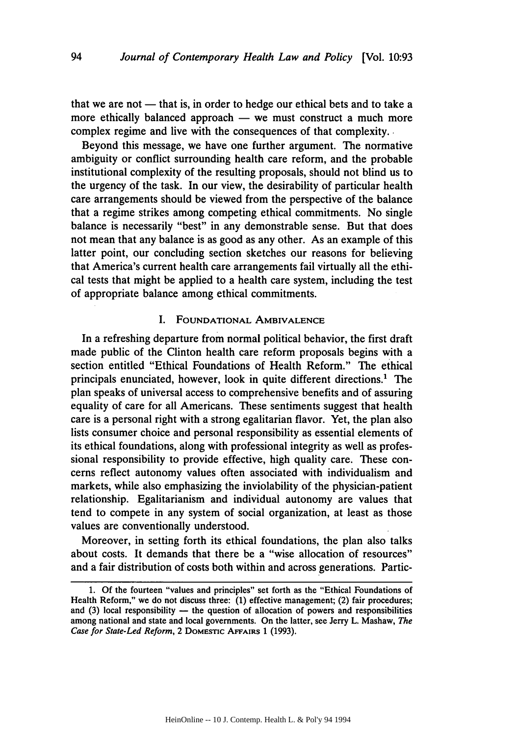that we are not — that is, in order to hedge our ethical bets and to take a more ethically balanced approach — we must construct a much more complex regime and live with the consequences of that complexity.

Beyond this message, we have one further argument. The normative ambiguity or conflict surrounding health care reform, and the probable institutional complexity of the resulting proposals, should not blind us to the urgency of the task. In our view, the desirability of particular health care arrangements should be viewed from the perspective of the balance that a regime strikes among competing ethical commitments. No single balance is necessarily "best" in any demonstrable sense. But that does not mean that any balance is as good as any other. As an example of this latter point, our concluding section sketches our reasons for believing that America's current health care arrangements fail virtually all the ethical tests that might be applied to a health care system, including the test of appropriate balance among ethical commitments.

## I. Foundational Ambivalence

In a refreshing departure from normal political behavior, the first draft made public of the Clinton health care reform proposals begins with a section entitled "Ethical Foundations of Health Reform." The ethical principals enunciated, however, look in quite different directions.[1] The plan speaks of universal access to comprehensive benefits and of assuring equality of care for all Americans. These sentiments suggest that health care is a personal right with a strong egalitarian flavor. Yet, the plan also lists consumer choice and personal responsibility as essential elements of its ethical foundations, along with professional integrity as well as professional responsibility to provide effective, high quality care. These concerns reflect autonomy values often associated with individualism and markets, while also emphasizing the inviolability of the physician-patient relationship. Egalitarianism and individual autonomy are values that tend to compete in any system of social organization, at least as those values are conventionally understood.

Moreover, in setting forth its ethical foundations, the plan also talks about costs. It demands that there be a "wise allocation of resources" and a fair distribution of costs both within and across generations. Partic-

1. Of the fourteen "values and principles" set forth as the "Ethical Foundations of Health Reform," we do not discuss three: (1) effective management; (2) fair procedures; and (3) local responsibility — the question of allocation of powers and responsibilities among national and state and local governments. On the latter, see Jerry L. Mashaw, *The Case for State-Led Reform*, 2 Domestic Affairs 1 (1993).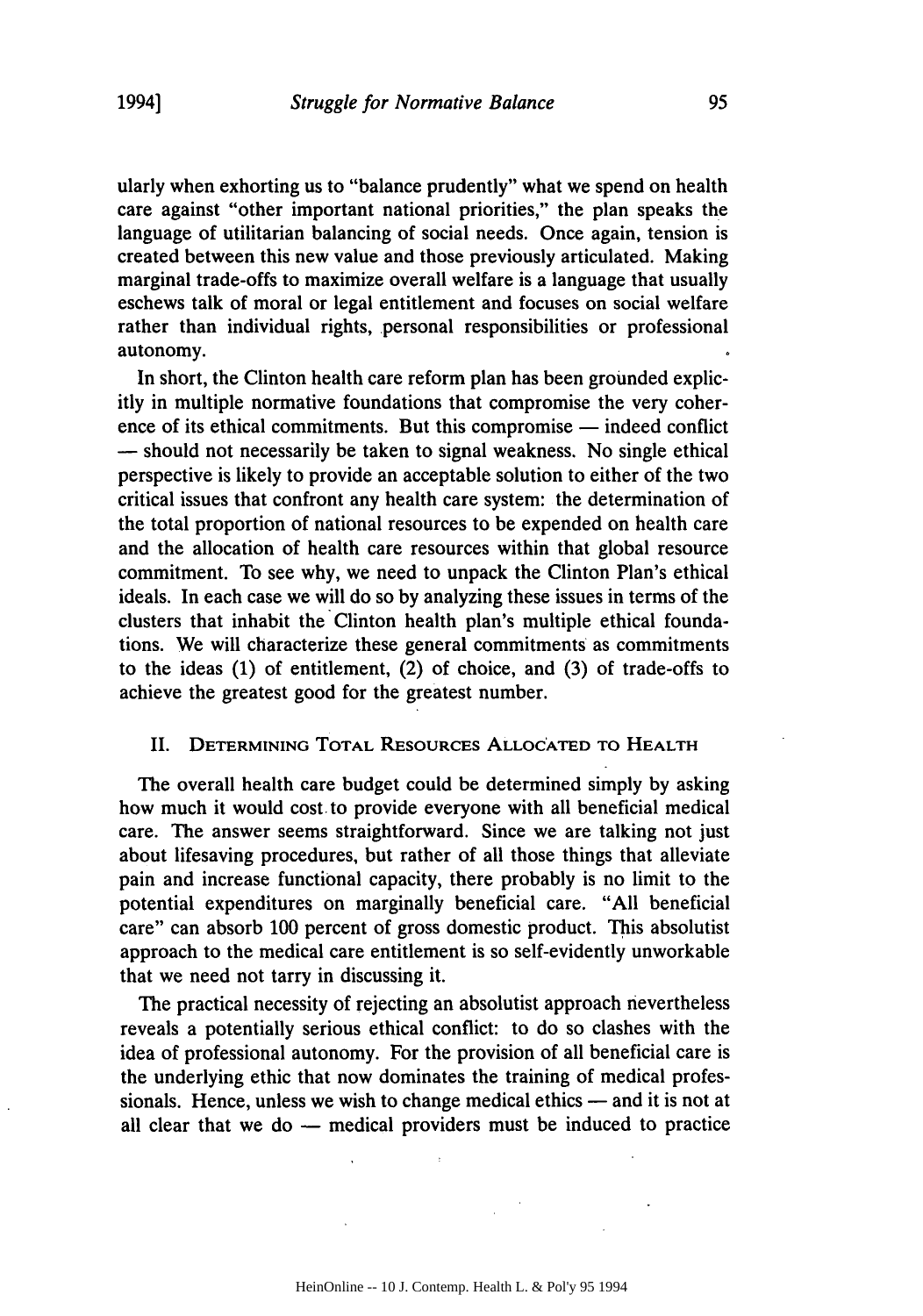ularly when exhorting us to "balance prudently" what we spend on health care against "other important national priorities," the plan speaks the language of utilitarian balancing of social needs. Once again, tension is created between this new value and those previously articulated. Making marginal trade-offs to maximize overall welfare is a language that usually eschews talk of moral or legal entitlement and focuses on social welfare rather than individual rights, personal responsibilities or professional autonomy.

In short, the Clinton health care reform plan has been grounded explicitly in multiple normative foundations that compromise the very coherence of its ethical commitments. But this compromise — indeed conflict — should not necessarily be taken to signal weakness. No single ethical perspective is likely to provide an acceptable solution to either of the two critical issues that confront any health care system: the determination of the total proportion of national resources to be expended on health care and the allocation of health care resources within that global resource commitment. To see why, we need to unpack the Clinton Plan's ethical ideals. In each case we will do so by analyzing these issues in terms of the clusters that inhabit the Clinton health plan's multiple ethical foundations. We will characterize these general commitments as commitments to the ideas (1) of entitlement, (2) of choice, and (3) of trade-offs to achieve the greatest good for the greatest number.

## II. Determining Total Resources Allocated to Health

The overall health care budget could be determined simply by asking how much it would cost to provide everyone with all beneficial medical care. The answer seems straightforward. Since we are talking not just about lifesaving procedures, but rather of all those things that alleviate pain and increase functional capacity, there probably is no limit to the potential expenditures on marginally beneficial care. "All beneficial care" can absorb 100 percent of gross domestic product. This absolutist approach to the medical care entitlement is so self-evidently unworkable that we need not tarry in discussing it.

The practical necessity of rejecting an absolutist approach nevertheless reveals a potentially serious ethical conflict: to do so clashes with the idea of professional autonomy. For the provision of all beneficial care is the underlying ethic that now dominates the training of medical professionals. Hence, unless we wish to change medical ethics — and it is not at all clear that we do — medical providers must be induced to practice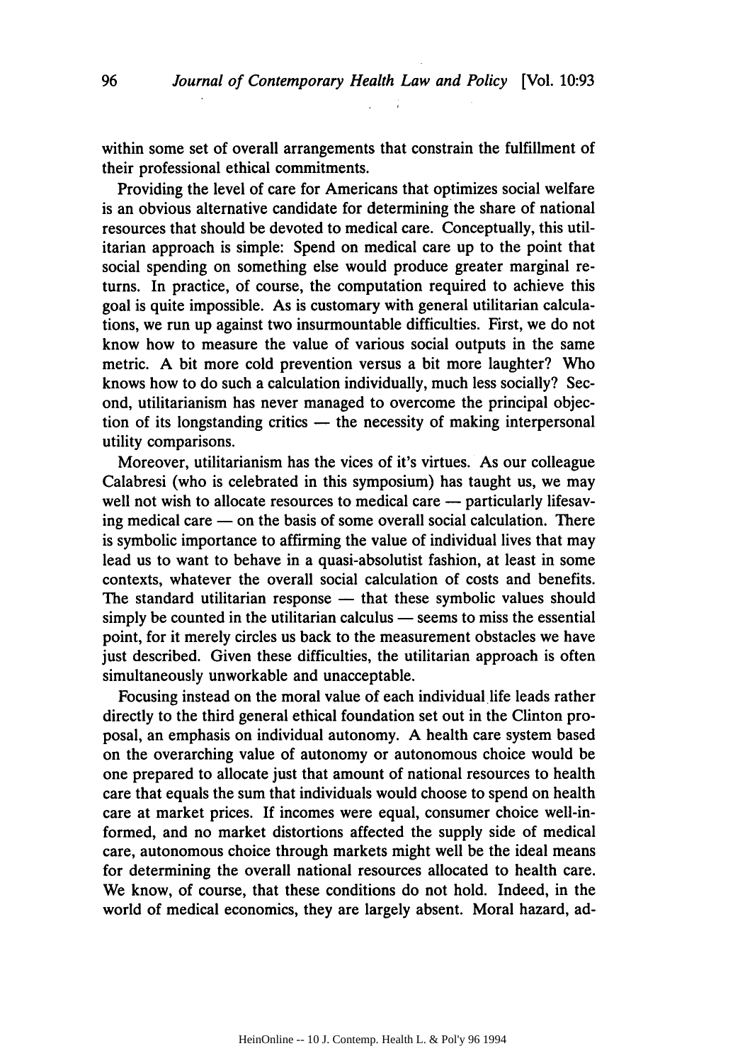within some set of overall arrangements that constrain the fulfillment of their professional ethical commitments.

Providing the level of care for Americans that optimizes social welfare is an obvious alternative candidate for determining the share of national resources that should be devoted to medical care. Conceptually, this utilitarian approach is simple: Spend on medical care up to the point that social spending on something else would produce greater marginal returns. In practice, of course, the computation required to achieve this goal is quite impossible. As is customary with general utilitarian calculations, we run up against two insurmountable difficulties. First, we do not know how to measure the value of various social outputs in the same metric. A bit more cold prevention versus a bit more laughter? Who knows how to do such a calculation individually, much less socially? Second, utilitarianism has never managed to overcome the principal objection of its longstanding critics — the necessity of making interpersonal utility comparisons.

Moreover, utilitarianism has the vices of it's virtues. As our colleague Calabresi (who is celebrated in this symposium) has taught us, we may well not wish to allocate resources to medical care — particularly lifesaving medical care — on the basis of some overall social calculation. There is symbolic importance to affirming the value of individual lives that may lead us to want to behave in a quasi-absolutist fashion, at least in some contexts, whatever the overall social calculation of costs and benefits. The standard utilitarian response — that these symbolic values should simply be counted in the utilitarian calculus — seems to miss the essential point, for it merely circles us back to the measurement obstacles we have just described. Given these difficulties, the utilitarian approach is often simultaneously unworkable and unacceptable.

Focusing instead on the moral value of each individual life leads rather directly to the third general ethical foundation set out in the Clinton proposal, an emphasis on individual autonomy. A health care system based on the overarching value of autonomy or autonomous choice would be one prepared to allocate just that amount of national resources to health care that equals the sum that individuals would choose to spend on health care at market prices. If incomes were equal, consumer choice well-informed, and no market distortions affected the supply side of medical care, autonomous choice through markets might well be the ideal means for determining the overall national resources allocated to health care. We know, of course, that these conditions do not hold. Indeed, in the world of medical economics, they are largely absent. Moral hazard, ad-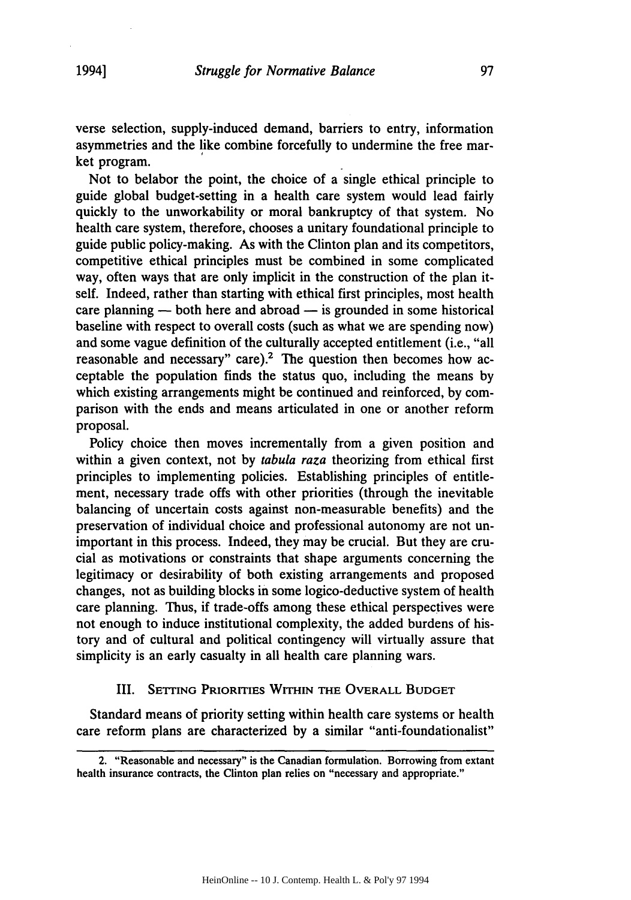verse selection, supply-induced demand, barriers to entry, information asymmetries and the like combine forcefully to undermine the free market program.

Not to belabor the point, the choice of a single ethical principle to guide global budget-setting in a health care system would lead fairly quickly to the unworkability or moral bankruptcy of that system. No health care system, therefore, chooses a unitary foundational principle to guide public policy-making. As with the Clinton plan and its competitors, competitive ethical principles must be combined in some complicated way, often ways that are only implicit in the construction of the plan itself. Indeed, rather than starting with ethical first principles, most health care planning — both here and abroad — is grounded in some historical baseline with respect to overall costs (such as what we are spending now) and some vague definition of the culturally accepted entitlement (i.e., "all reasonable and necessary" care).[2] The question then becomes how acceptable the population finds the status quo, including the means by which existing arrangements might be continued and reinforced, by comparison with the ends and means articulated in one or another reform proposal.

Policy choice then moves incrementally from a given position and within a given context, not by *tabula raza* theorizing from ethical first principles to implementing policies. Establishing principles of entitlement, necessary trade offs with other priorities (through the inevitable balancing of uncertain costs against non-measurable benefits) and the preservation of individual choice and professional autonomy are not unimportant in this process. Indeed, they may be crucial. But they are crucial as motivations or constraints that shape arguments concerning the legitimacy or desirability of both existing arrangements and proposed changes, not as building blocks in some logico-deductive system of health care planning. Thus, if trade-offs among these ethical perspectives were not enough to induce institutional complexity, the added burdens of history and of cultural and political contingency will virtually assure that simplicity is an early casualty in all health care planning wars.

## III. Setting Priorities Within the Overall Budget

Standard means of priority setting within health care systems or health care reform plans are characterized by a similar "anti-foundationalist"

---

2. "Reasonable and necessary" is the Canadian formulation. Borrowing from extant health insurance contracts, the Clinton plan relies on "necessary and appropriate."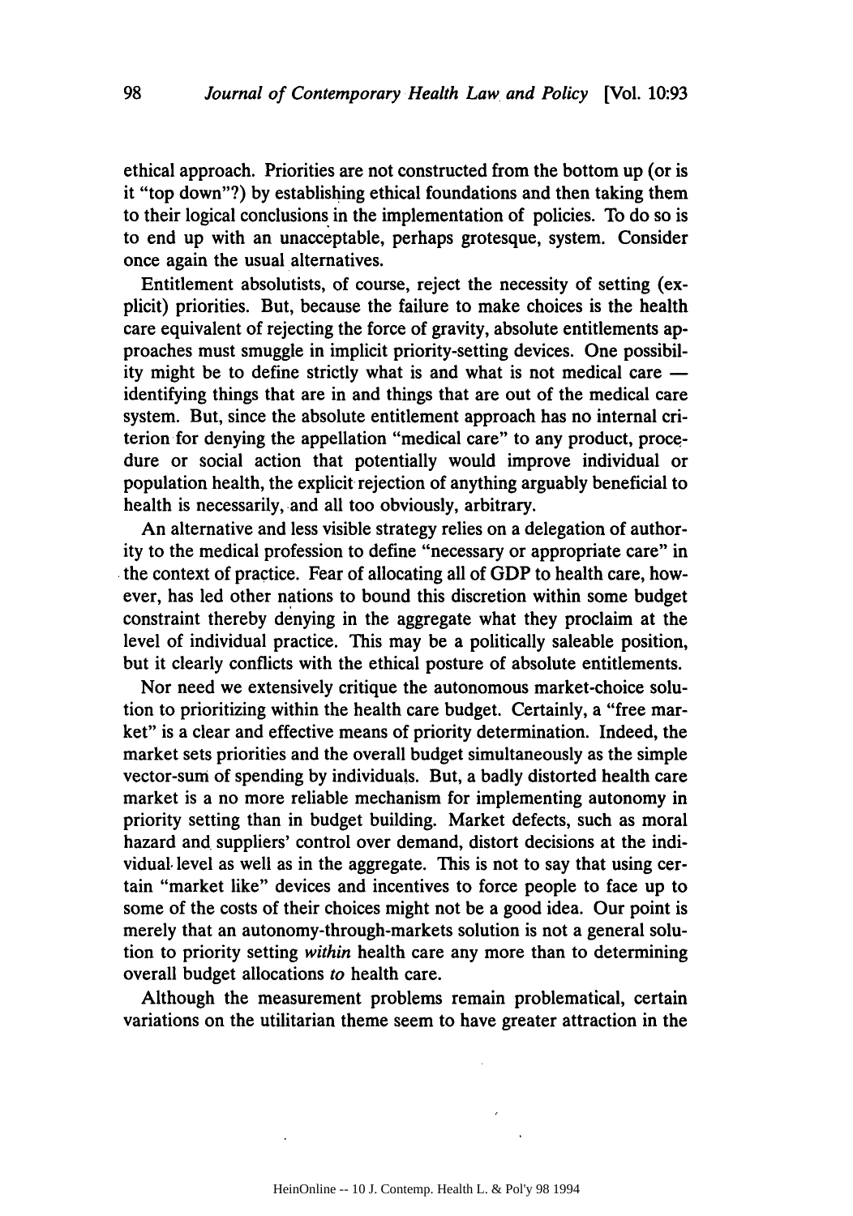ethical approach. Priorities are not constructed from the bottom up (or is it "top down"?) by establishing ethical foundations and then taking them to their logical conclusions in the implementation of policies. To do so is to end up with an unacceptable, perhaps grotesque, system. Consider once again the usual alternatives.

Entitlement absolutists, of course, reject the necessity of setting (explicit) priorities. But, because the failure to make choices is the health care equivalent of rejecting the force of gravity, absolute entitlements approaches must smuggle in implicit priority-setting devices. One possibility might be to define strictly what is and what is not medical care — identifying things that are in and things that are out of the medical care system. But, since the absolute entitlement approach has no internal criterion for denying the appellation "medical care" to any product, procedure or social action that potentially would improve individual or population health, the explicit rejection of anything arguably beneficial to health is necessarily, and all too obviously, arbitrary.

An alternative and less visible strategy relies on a delegation of authority to the medical profession to define "necessary or appropriate care" in the context of practice. Fear of allocating all of GDP to health care, however, has led other nations to bound this discretion within some budget constraint thereby denying in the aggregate what they proclaim at the level of individual practice. This may be a politically saleable position, but it clearly conflicts with the ethical posture of absolute entitlements.

Nor need we extensively critique the autonomous market-choice solution to prioritizing within the health care budget. Certainly, a "free market" is a clear and effective means of priority determination. Indeed, the market sets priorities and the overall budget simultaneously as the simple vector-sum of spending by individuals. But, a badly distorted health care market is a no more reliable mechanism for implementing autonomy in priority setting than in budget building. Market defects, such as moral hazard and suppliers' control over demand, distort decisions at the individual level as well as in the aggregate. This is not to say that using certain "market like" devices and incentives to force people to face up to some of the costs of their choices might not be a good idea. Our point is merely that an autonomy-through-markets solution is not a general solution to priority setting *within* health care any more than to determining overall budget allocations *to* health care.

Although the measurement problems remain problematical, certain variations on the utilitarian theme seem to have greater attraction in the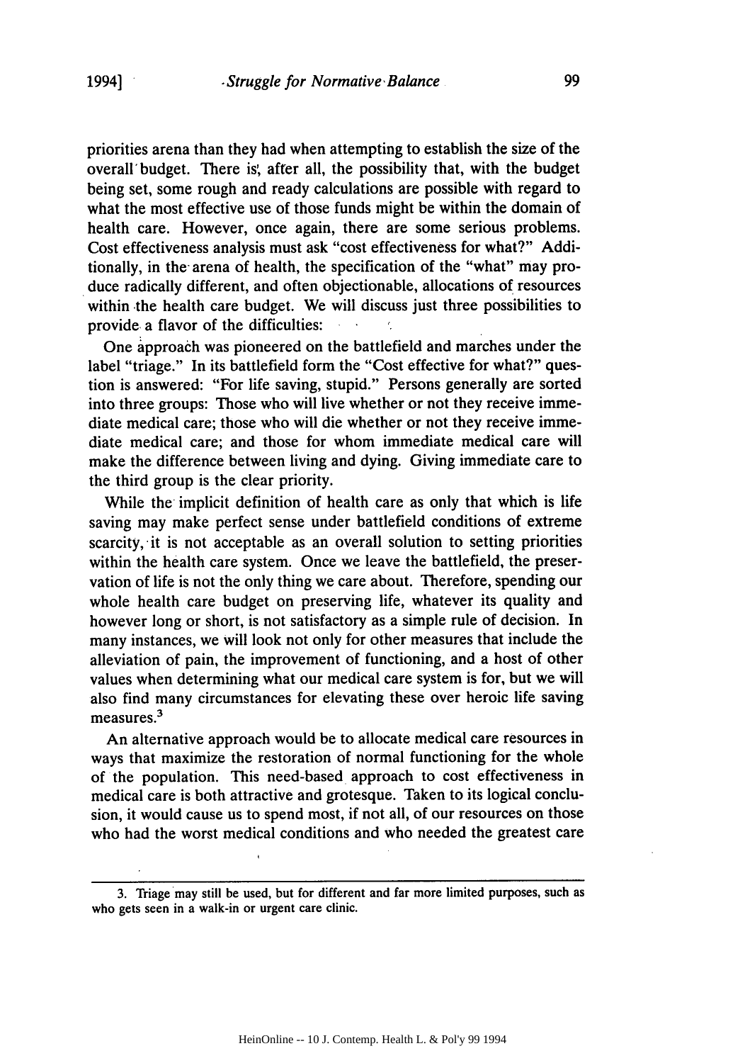priorities arena than they had when attempting to establish the size of the overall budget. There is, after all, the possibility that, with the budget being set, some rough and ready calculations are possible with regard to what the most effective use of those funds might be within the domain of health care. However, once again, there are some serious problems. Cost effectiveness analysis must ask "cost effectiveness for what?" Additionally, in the arena of health, the specification of the "what" may produce radically different, and often objectionable, allocations of resources within the health care budget. We will discuss just three possibilities to provide a flavor of the difficulties:

One approach was pioneered on the battlefield and marches under the label "triage." In its battlefield form the "Cost effective for what?" question is answered: "For life saving, stupid." Persons generally are sorted into three groups: Those who will live whether or not they receive immediate medical care; those who will die whether or not they receive immediate medical care; and those for whom immediate medical care will make the difference between living and dying. Giving immediate care to the third group is the clear priority.

While the implicit definition of health care as only that which is life saving may make perfect sense under battlefield conditions of extreme scarcity, it is not acceptable as an overall solution to setting priorities within the health care system. Once we leave the battlefield, the preservation of life is not the only thing we care about. Therefore, spending our whole health care budget on preserving life, whatever its quality and however long or short, is not satisfactory as a simple rule of decision. In many instances, we will look not only for other measures that include the alleviation of pain, the improvement of functioning, and a host of other values when determining what our medical care system is for, but we will also find many circumstances for elevating these over heroic life saving measures.[3]

An alternative approach would be to allocate medical care resources in ways that maximize the restoration of normal functioning for the whole of the population. This need-based approach to cost effectiveness in medical care is both attractive and grotesque. Taken to its logical conclusion, it would cause us to spend most, if not all, of our resources on those who had the worst medical conditions and who needed the greatest care

---

3. Triage may still be used, but for different and far more limited purposes, such as who gets seen in a walk-in or urgent care clinic.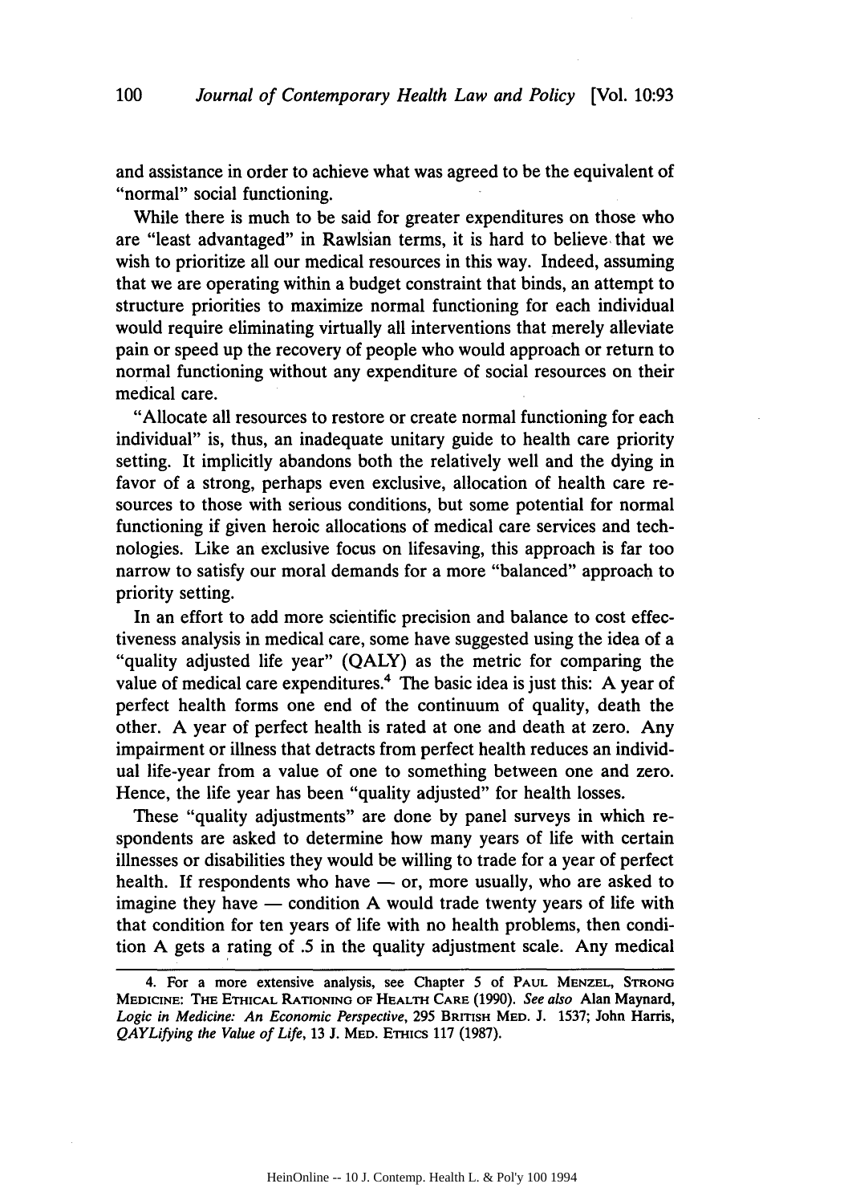and assistance in order to achieve what was agreed to be the equivalent of "normal" social functioning.

While there is much to be said for greater expenditures on those who are "least advantaged" in Rawlsian terms, it is hard to believe that we wish to prioritize all our medical resources in this way. Indeed, assuming that we are operating within a budget constraint that binds, an attempt to structure priorities to maximize normal functioning for each individual would require eliminating virtually all interventions that merely alleviate pain or speed up the recovery of people who would approach or return to normal functioning without any expenditure of social resources on their medical care.

"Allocate all resources to restore or create normal functioning for each individual" is, thus, an inadequate unitary guide to health care priority setting. It implicitly abandons both the relatively well and the dying in favor of a strong, perhaps even exclusive, allocation of health care resources to those with serious conditions, but some potential for normal functioning if given heroic allocations of medical care services and technologies. Like an exclusive focus on lifesaving, this approach is far too narrow to satisfy our moral demands for a more "balanced" approach to priority setting.

In an effort to add more scientific precision and balance to cost effectiveness analysis in medical care, some have suggested using the idea of a "quality adjusted life year" (QALY) as the metric for comparing the value of medical care expenditures.[4] The basic idea is just this: A year of perfect health forms one end of the continuum of quality, death the other. A year of perfect health is rated at one and death at zero. Any impairment or illness that detracts from perfect health reduces an individual life-year from a value of one to something between one and zero. Hence, the life year has been "quality adjusted" for health losses.

These "quality adjustments" are done by panel surveys in which respondents are asked to determine how many years of life with certain illnesses or disabilities they would be willing to trade for a year of perfect health. If respondents who have — or, more usually, who are asked to imagine they have — condition A would trade twenty years of life with that condition for ten years of life with no health problems, then condition A gets a rating of .5 in the quality adjustment scale. Any medical

4. For a more extensive analysis, see Chapter 5 of PAUL MENZEL, STRONG MEDICINE: THE ETHICAL RATIONING OF HEALTH CARE (1990). *See also* Alan Maynard, *Logic in Medicine: An Economic Perspective*, 295 BRITISH MED. J. 1537; John Harris, *QAYLifying the Value of Life*, 13 J. MED. ETHICS 117 (1987).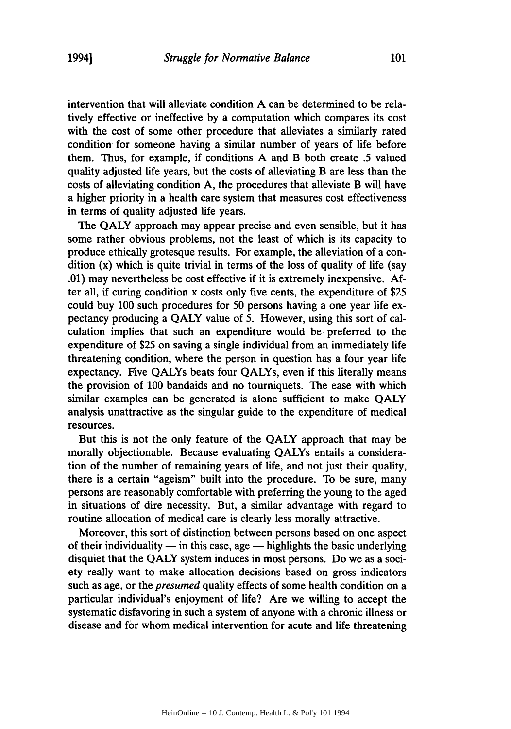intervention that will alleviate condition A can be determined to be relatively effective or ineffective by a computation which compares its cost with the cost of some other procedure that alleviates a similarly rated condition for someone having a similar number of years of life before them. Thus, for example, if conditions A and B both create .5 valued quality adjusted life years, but the costs of alleviating B are less than the costs of alleviating condition A, the procedures that alleviate B will have a higher priority in a health care system that measures cost effectiveness in terms of quality adjusted life years.

The QALY approach may appear precise and even sensible, but it has some rather obvious problems, not the least of which is its capacity to produce ethically grotesque results. For example, the alleviation of a condition (x) which is quite trivial in terms of the loss of quality of life (say .01) may nevertheless be cost effective if it is extremely inexpensive. After all, if curing condition x costs only five cents, the expenditure of $25 could buy 100 such procedures for 50 persons having a one year life expectancy producing a QALY value of 5. However, using this sort of calculation implies that such an expenditure would be preferred to the expenditure of $25 on saving a single individual from an immediately life threatening condition, where the person in question has a four year life expectancy. Five QALYs beats four QALYs, even if this literally means the provision of 100 bandaids and no tourniquets. The ease with which similar examples can be generated is alone sufficient to make QALY analysis unattractive as the singular guide to the expenditure of medical resources.

But this is not the only feature of the QALY approach that may be morally objectionable. Because evaluating QALYs entails a consideration of the number of remaining years of life, and not just their quality, there is a certain "ageism" built into the procedure. To be sure, many persons are reasonably comfortable with preferring the young to the aged in situations of dire necessity. But, a similar advantage with regard to routine allocation of medical care is clearly less morally attractive.

Moreover, this sort of distinction between persons based on one aspect of their individuality — in this case, age — highlights the basic underlying disquiet that the QALY system induces in most persons. Do we as a society really want to make allocation decisions based on gross indicators such as age, or the *presumed* quality effects of some health condition on a particular individual's enjoyment of life? Are we willing to accept the systematic disfavoring in such a system of anyone with a chronic illness or disease and for whom medical intervention for acute and life threatening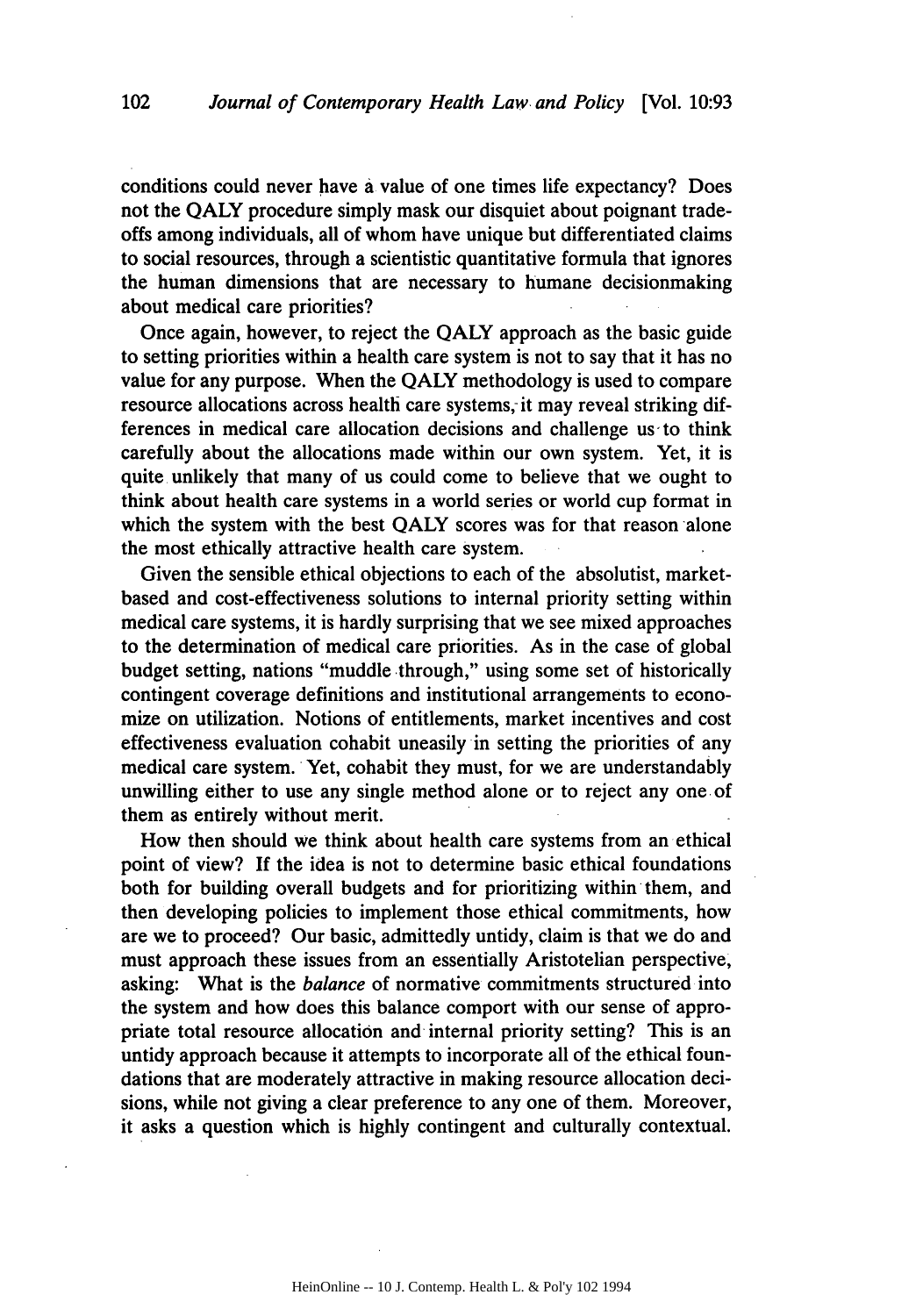conditions could never have a value of one times life expectancy? Does not the QALY procedure simply mask our disquiet about poignant trade-offs among individuals, all of whom have unique but differentiated claims to social resources, through a scientistic quantitative formula that ignores the human dimensions that are necessary to humane decisionmaking about medical care priorities?

Once again, however, to reject the QALY approach as the basic guide to setting priorities within a health care system is not to say that it has no value for any purpose. When the QALY methodology is used to compare resource allocations across health care systems, it may reveal striking differences in medical care allocation decisions and challenge us to think carefully about the allocations made within our own system. Yet, it is quite unlikely that many of us could come to believe that we ought to think about health care systems in a world series or world cup format in which the system with the best QALY scores was for that reason alone the most ethically attractive health care system.

Given the sensible ethical objections to each of the absolutist, market-based and cost-effectiveness solutions to internal priority setting within medical care systems, it is hardly surprising that we see mixed approaches to the determination of medical care priorities. As in the case of global budget setting, nations "muddle through," using some set of historically contingent coverage definitions and institutional arrangements to economize on utilization. Notions of entitlements, market incentives and cost effectiveness evaluation cohabit uneasily in setting the priorities of any medical care system. Yet, cohabit they must, for we are understandably unwilling either to use any single method alone or to reject any one of them as entirely without merit.

How then should we think about health care systems from an ethical point of view? If the idea is not to determine basic ethical foundations both for building overall budgets and for prioritizing within them, and then developing policies to implement those ethical commitments, how are we to proceed? Our basic, admittedly untidy, claim is that we do and must approach these issues from an essentially Aristotelian perspective, asking: What is the *balance* of normative commitments structured into the system and how does this balance comport with our sense of appropriate total resource allocation and internal priority setting? This is an untidy approach because it attempts to incorporate all of the ethical foundations that are moderately attractive in making resource allocation decisions, while not giving a clear preference to any one of them. Moreover, it asks a question which is highly contingent and culturally contextual.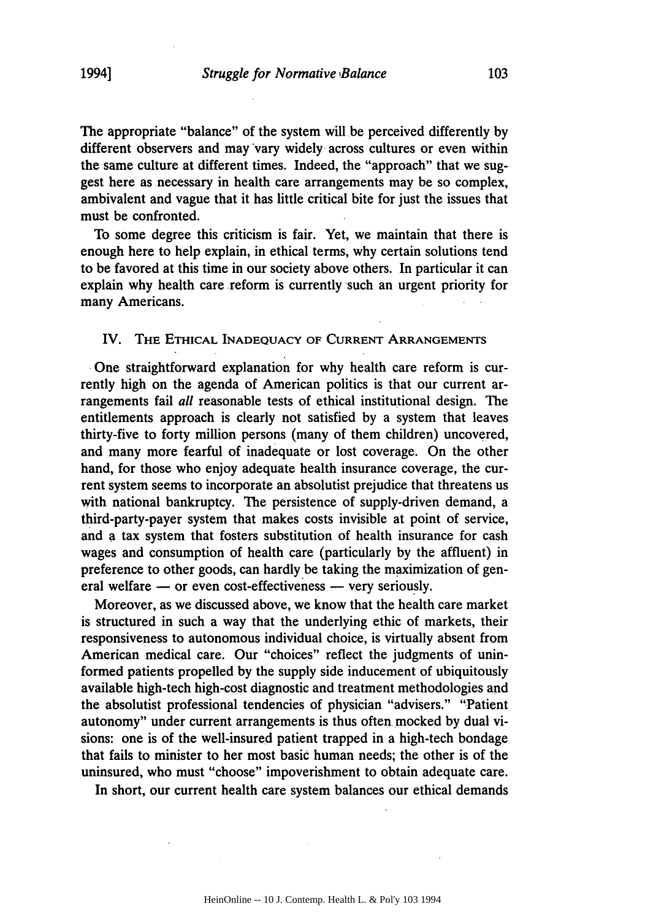The appropriate "balance" of the system will be perceived differently by different observers and may vary widely across cultures or even within the same culture at different times. Indeed, the "approach" that we suggest here as necessary in health care arrangements may be so complex, ambivalent and vague that it has little critical bite for just the issues that must be confronted.

To some degree this criticism is fair. Yet, we maintain that there is enough here to help explain, in ethical terms, why certain solutions tend to be favored at this time in our society above others. In particular it can explain why health care reform is currently such an urgent priority for many Americans.

## IV. The Ethical Inadequacy of Current Arrangements

One straightforward explanation for why health care reform is currently high on the agenda of American politics is that our current arrangements fail *all* reasonable tests of ethical institutional design. The entitlements approach is clearly not satisfied by a system that leaves thirty-five to forty million persons (many of them children) uncovered, and many more fearful of inadequate or lost coverage. On the other hand, for those who enjoy adequate health insurance coverage, the current system seems to incorporate an absolutist prejudice that threatens us with national bankruptcy. The persistence of supply-driven demand, a third-party-payer system that makes costs invisible at point of service, and a tax system that fosters substitution of health insurance for cash wages and consumption of health care (particularly by the affluent) in preference to other goods, can hardly be taking the maximization of general welfare — or even cost-effectiveness — very seriously.

Moreover, as we discussed above, we know that the health care market is structured in such a way that the underlying ethic of markets, their responsiveness to autonomous individual choice, is virtually absent from American medical care. Our "choices" reflect the judgments of uninformed patients propelled by the supply side inducement of ubiquitously available high-tech high-cost diagnostic and treatment methodologies and the absolutist professional tendencies of physician "advisers." "Patient autonomy" under current arrangements is thus often mocked by dual visions: one is of the well-insured patient trapped in a high-tech bondage that fails to minister to her most basic human needs; the other is of the uninsured, who must "choose" impoverishment to obtain adequate care.

In short, our current health care system balances our ethical demands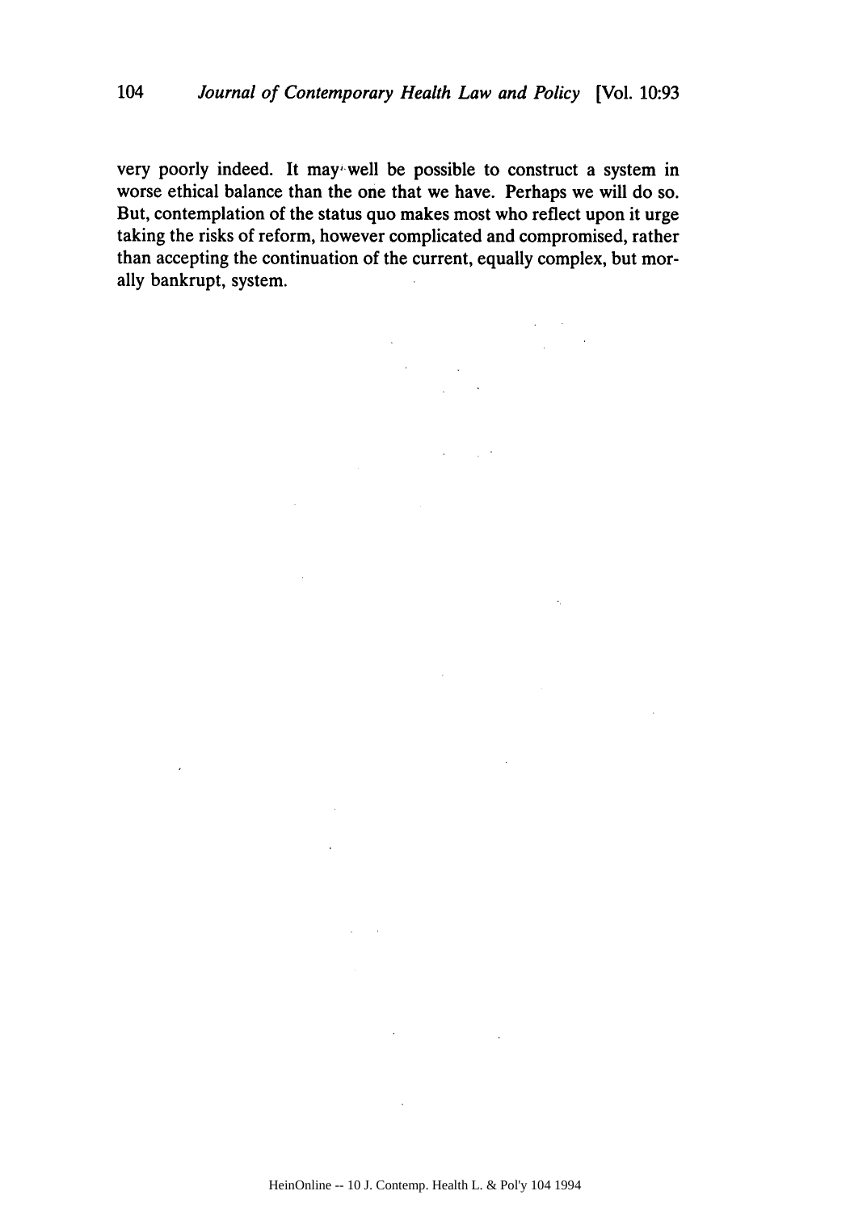very poorly indeed. It may well be possible to construct a system in worse ethical balance than the one that we have. Perhaps we will do so. But, contemplation of the status quo makes most who reflect upon it urge taking the risks of reform, however complicated and compromised, rather than accepting the continuation of the current, equally complex, but morally bankrupt, system.